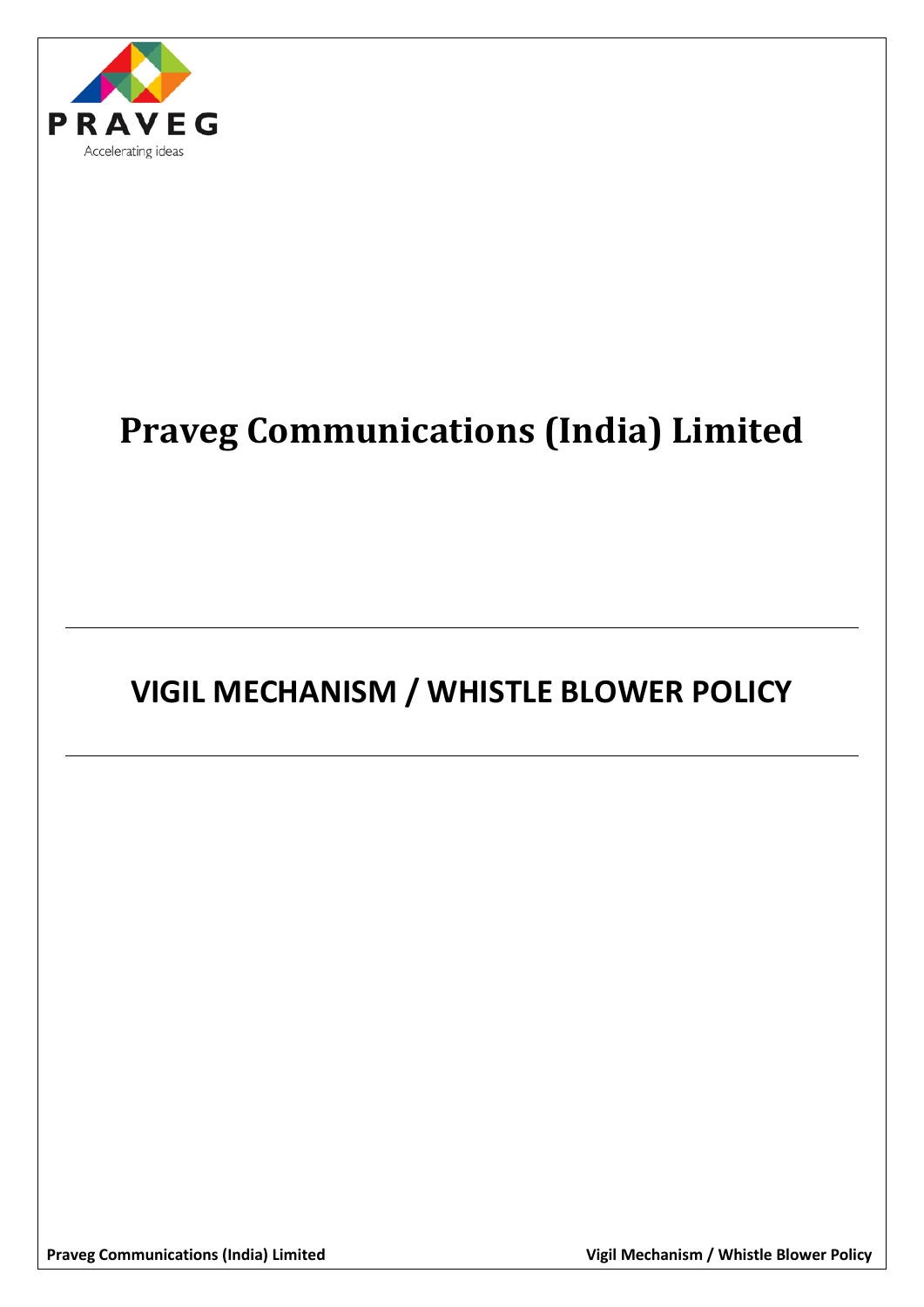PRAVEG

Accelerating ideas

# Praveg Communications (India) Limited

---

## VIGIL MECHANISM / WHISTLE BLOWER POLICY

---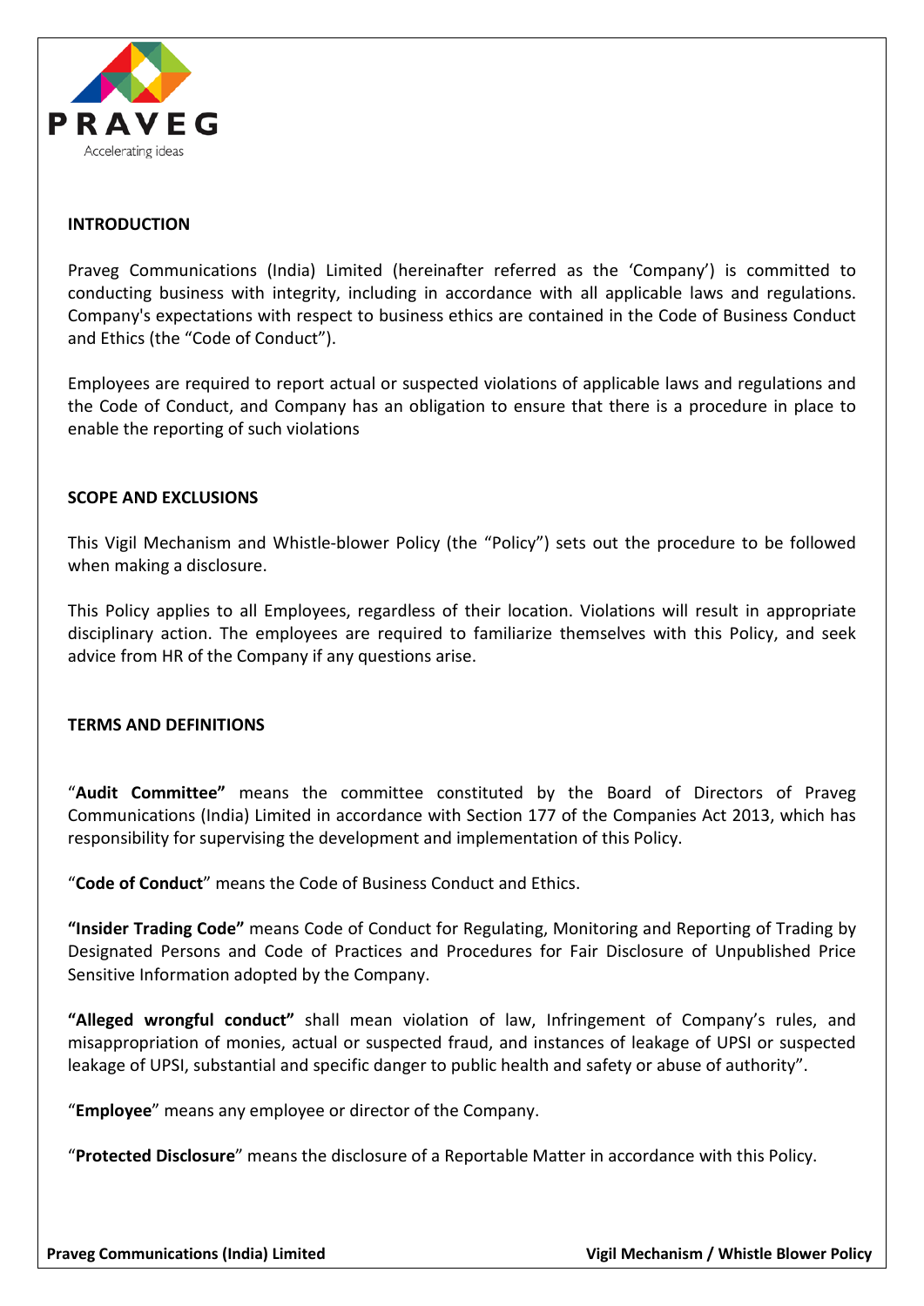## INTRODUCTION

Praveg Communications (India) Limited (hereinafter referred as the 'Company') is committed to conducting business with integrity, including in accordance with all applicable laws and regulations. Company's expectations with respect to business ethics are contained in the Code of Business Conduct and Ethics (the "Code of Conduct").

Employees are required to report actual or suspected violations of applicable laws and regulations and the Code of Conduct, and Company has an obligation to ensure that there is a procedure in place to enable the reporting of such violations

## SCOPE AND EXCLUSIONS

This Vigil Mechanism and Whistle-blower Policy (the "Policy") sets out the procedure to be followed when making a disclosure.

This Policy applies to all Employees, regardless of their location. Violations will result in appropriate disciplinary action. The employees are required to familiarize themselves with this Policy, and seek advice from HR of the Company if any questions arise.

## TERMS AND DEFINITIONS

"**Audit Committee"** means the committee constituted by the Board of Directors of Praveg Communications (India) Limited in accordance with Section 177 of the Companies Act 2013, which has responsibility for supervising the development and implementation of this Policy.

"**Code of Conduct**" means the Code of Business Conduct and Ethics.

**"Insider Trading Code"** means Code of Conduct for Regulating, Monitoring and Reporting of Trading by Designated Persons and Code of Practices and Procedures for Fair Disclosure of Unpublished Price Sensitive Information adopted by the Company.

**"Alleged wrongful conduct"** shall mean violation of law, Infringement of Company's rules, and misappropriation of monies, actual or suspected fraud, and instances of leakage of UPSI or suspected leakage of UPSI, substantial and specific danger to public health and safety or abuse of authority".

"**Employee**" means any employee or director of the Company.

"**Protected Disclosure**" means the disclosure of a Reportable Matter in accordance with this Policy.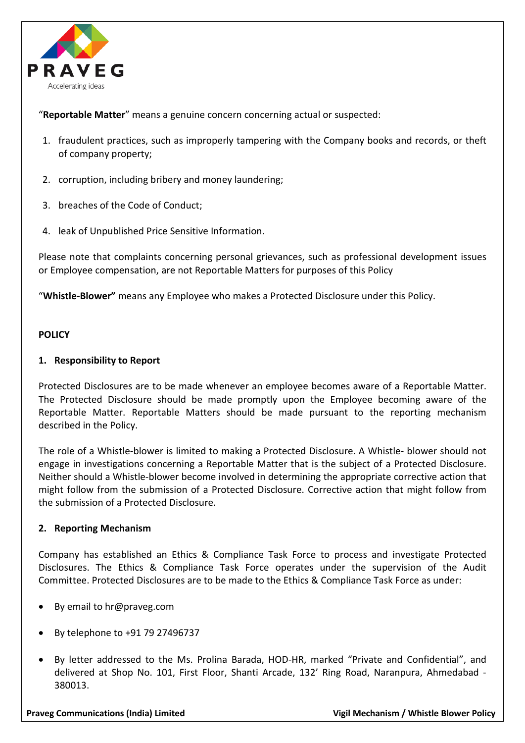"**Reportable Matter**" means a genuine concern concerning actual or suspected:

1. fraudulent practices, such as improperly tampering with the Company books and records, or theft of company property;
2. corruption, including bribery and money laundering;
3. breaches of the Code of Conduct;
4. leak of Unpublished Price Sensitive Information.

Please note that complaints concerning personal grievances, such as professional development issues or Employee compensation, are not Reportable Matters for purposes of this Policy

"**Whistle-Blower**" means any Employee who makes a Protected Disclosure under this Policy.

**POLICY**

**1. Responsibility to Report**

Protected Disclosures are to be made whenever an employee becomes aware of a Reportable Matter. The Protected Disclosure should be made promptly upon the Employee becoming aware of the Reportable Matter. Reportable Matters should be made pursuant to the reporting mechanism described in the Policy.

The role of a Whistle-blower is limited to making a Protected Disclosure. A Whistle- blower should not engage in investigations concerning a Reportable Matter that is the subject of a Protected Disclosure. Neither should a Whistle-blower become involved in determining the appropriate corrective action that might follow from the submission of a Protected Disclosure. Corrective action that might follow from the submission of a Protected Disclosure.

**2. Reporting Mechanism**

Company has established an Ethics & Compliance Task Force to process and investigate Protected Disclosures. The Ethics & Compliance Task Force operates under the supervision of the Audit Committee. Protected Disclosures are to be made to the Ethics & Compliance Task Force as under:

- By email to hr@praveg.com
- By telephone to +91 79 27496737
- By letter addressed to the Ms. Prolina Barada, HOD-HR, marked "Private and Confidential", and delivered at Shop No. 101, First Floor, Shanti Arcade, 132' Ring Road, Naranpura, Ahmedabad - 380013.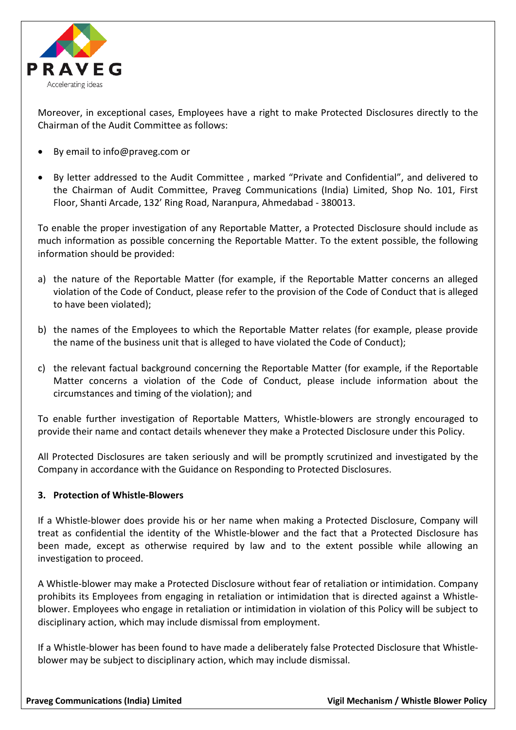Moreover, in exceptional cases, Employees have a right to make Protected Disclosures directly to the Chairman of the Audit Committee as follows:

- By email to info@praveg.com or
- By letter addressed to the Audit Committee , marked "Private and Confidential", and delivered to the Chairman of Audit Committee, Praveg Communications (India) Limited, Shop No. 101, First Floor, Shanti Arcade, 132' Ring Road, Naranpura, Ahmedabad - 380013.

To enable the proper investigation of any Reportable Matter, a Protected Disclosure should include as much information as possible concerning the Reportable Matter. To the extent possible, the following information should be provided:

a) the nature of the Reportable Matter (for example, if the Reportable Matter concerns an alleged violation of the Code of Conduct, please refer to the provision of the Code of Conduct that is alleged to have been violated);

b) the names of the Employees to which the Reportable Matter relates (for example, please provide the name of the business unit that is alleged to have violated the Code of Conduct);

c) the relevant factual background concerning the Reportable Matter (for example, if the Reportable Matter concerns a violation of the Code of Conduct, please include information about the circumstances and timing of the violation); and

To enable further investigation of Reportable Matters, Whistle-blowers are strongly encouraged to provide their name and contact details whenever they make a Protected Disclosure under this Policy.

All Protected Disclosures are taken seriously and will be promptly scrutinized and investigated by the Company in accordance with the Guidance on Responding to Protected Disclosures.

**3. Protection of Whistle-Blowers**

If a Whistle-blower does provide his or her name when making a Protected Disclosure, Company will treat as confidential the identity of the Whistle-blower and the fact that a Protected Disclosure has been made, except as otherwise required by law and to the extent possible while allowing an investigation to proceed.

A Whistle-blower may make a Protected Disclosure without fear of retaliation or intimidation. Company prohibits its Employees from engaging in retaliation or intimidation that is directed against a Whistle-blower. Employees who engage in retaliation or intimidation in violation of this Policy will be subject to disciplinary action, which may include dismissal from employment.

If a Whistle-blower has been found to have made a deliberately false Protected Disclosure that Whistle-blower may be subject to disciplinary action, which may include dismissal.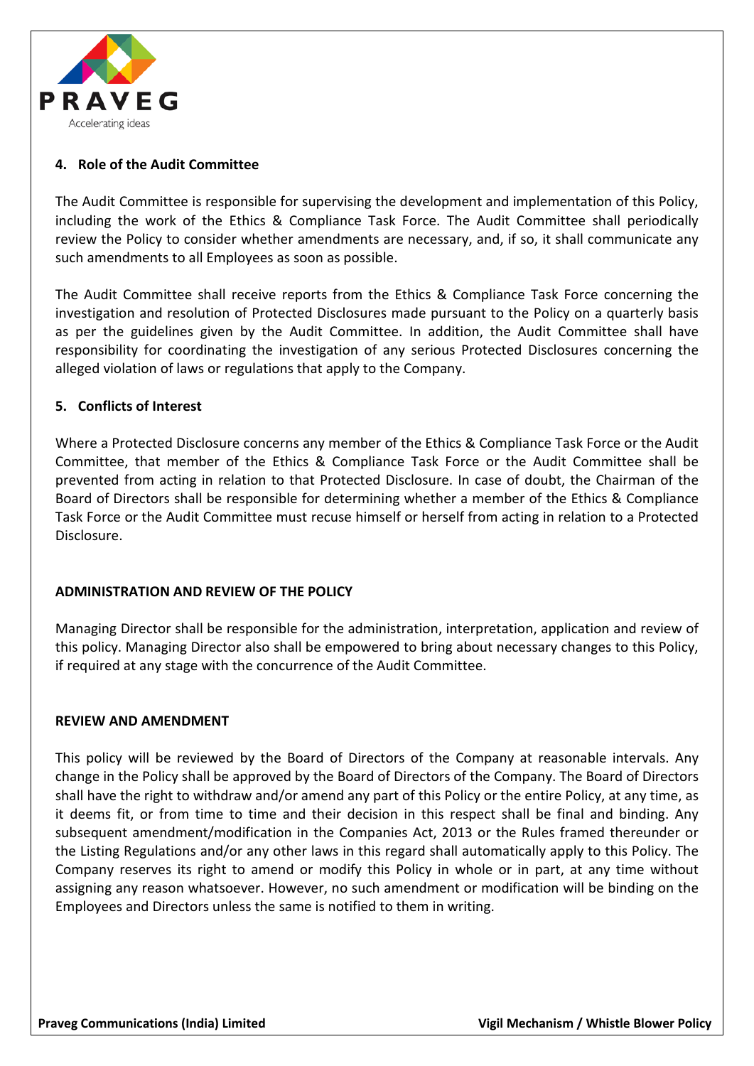### 4. Role of the Audit Committee

The Audit Committee is responsible for supervising the development and implementation of this Policy, including the work of the Ethics & Compliance Task Force. The Audit Committee shall periodically review the Policy to consider whether amendments are necessary, and, if so, it shall communicate any such amendments to all Employees as soon as possible.

The Audit Committee shall receive reports from the Ethics & Compliance Task Force concerning the investigation and resolution of Protected Disclosures made pursuant to the Policy on a quarterly basis as per the guidelines given by the Audit Committee. In addition, the Audit Committee shall have responsibility for coordinating the investigation of any serious Protected Disclosures concerning the alleged violation of laws or regulations that apply to the Company.

### 5. Conflicts of Interest

Where a Protected Disclosure concerns any member of the Ethics & Compliance Task Force or the Audit Committee, that member of the Ethics & Compliance Task Force or the Audit Committee shall be prevented from acting in relation to that Protected Disclosure. In case of doubt, the Chairman of the Board of Directors shall be responsible for determining whether a member of the Ethics & Compliance Task Force or the Audit Committee must recuse himself or herself from acting in relation to a Protected Disclosure.

## ADMINISTRATION AND REVIEW OF THE POLICY

Managing Director shall be responsible for the administration, interpretation, application and review of this policy. Managing Director also shall be empowered to bring about necessary changes to this Policy, if required at any stage with the concurrence of the Audit Committee.

## REVIEW AND AMENDMENT

This policy will be reviewed by the Board of Directors of the Company at reasonable intervals. Any change in the Policy shall be approved by the Board of Directors of the Company. The Board of Directors shall have the right to withdraw and/or amend any part of this Policy or the entire Policy, at any time, as it deems fit, or from time to time and their decision in this respect shall be final and binding. Any subsequent amendment/modification in the Companies Act, 2013 or the Rules framed thereunder or the Listing Regulations and/or any other laws in this regard shall automatically apply to this Policy. The Company reserves its right to amend or modify this Policy in whole or in part, at any time without assigning any reason whatsoever. However, no such amendment or modification will be binding on the Employees and Directors unless the same is notified to them in writing.